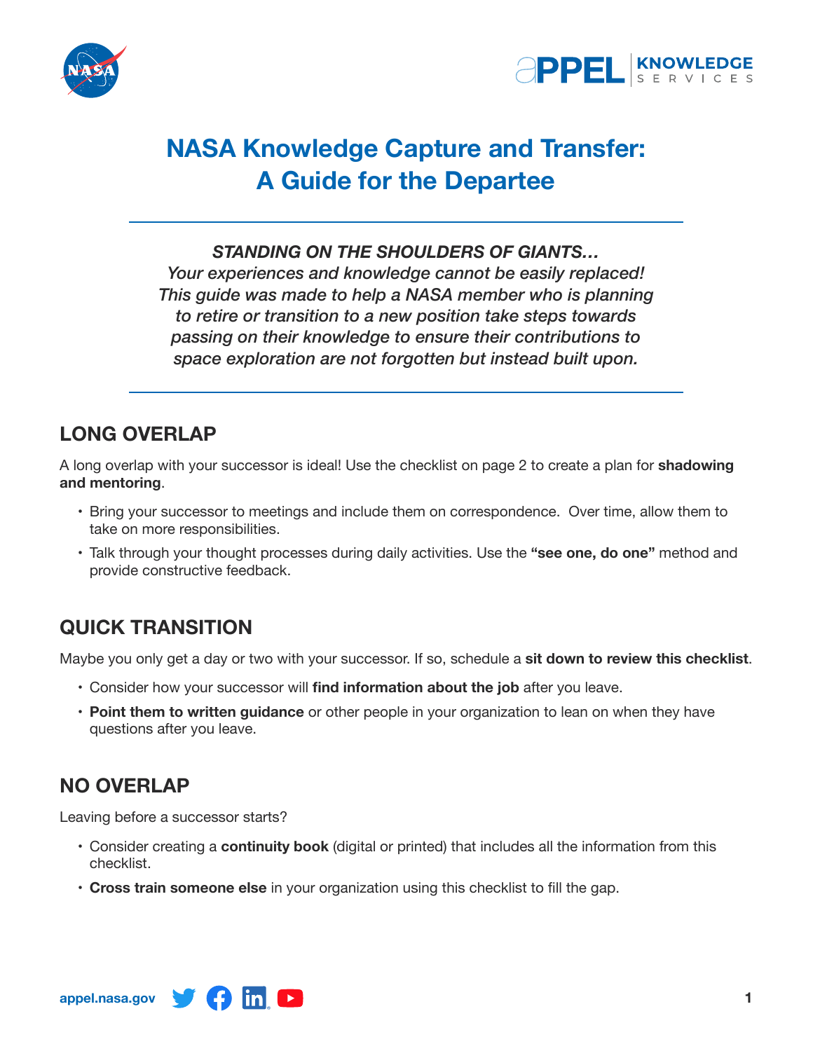# NASA Knowledge Capture and Transfer: A Guide for the Departee

***STANDING ON THE SHOULDERS OF GIANTS…***
*Your experiences and knowledge cannot be easily replaced! This guide was made to help a NASA member who is planning to retire or transition to a new position take steps towards passing on their knowledge to ensure their contributions to space exploration are not forgotten but instead built upon.*

## LONG OVERLAP

A long overlap with your successor is ideal! Use the checklist on page 2 to create a plan for **shadowing and mentoring**.

- Bring your successor to meetings and include them on correspondence. Over time, allow them to take on more responsibilities.
- Talk through your thought processes during daily activities. Use the **"see one, do one"** method and provide constructive feedback.

## QUICK TRANSITION

Maybe you only get a day or two with your successor. If so, schedule a **sit down to review this checklist**.

- Consider how your successor will **find information about the job** after you leave.
- **Point them to written guidance** or other people in your organization to lean on when they have questions after you leave.

## NO OVERLAP

Leaving before a successor starts?

- Consider creating a **continuity book** (digital or printed) that includes all the information from this checklist.
- **Cross train someone else** in your organization using this checklist to fill the gap.

appel.nasa.gov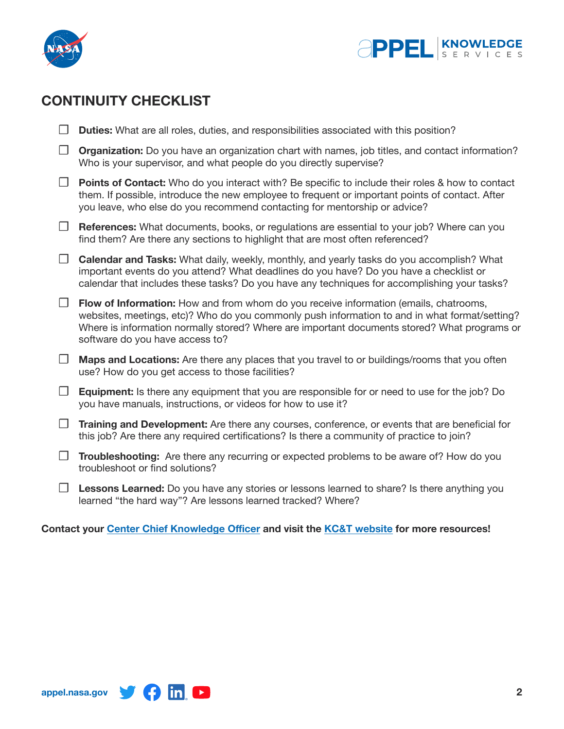## CONTINUITY CHECKLIST

- ☐ **Duties:** What are all roles, duties, and responsibilities associated with this position?
- ☐ **Organization:** Do you have an organization chart with names, job titles, and contact information? Who is your supervisor, and what people do you directly supervise?
- ☐ **Points of Contact:** Who do you interact with? Be specific to include their roles & how to contact them. If possible, introduce the new employee to frequent or important points of contact. After you leave, who else do you recommend contacting for mentorship or advice?
- ☐ **References:** What documents, books, or regulations are essential to your job? Where can you find them? Are there any sections to highlight that are most often referenced?
- ☐ **Calendar and Tasks:** What daily, weekly, monthly, and yearly tasks do you accomplish? What important events do you attend? What deadlines do you have? Do you have a checklist or calendar that includes these tasks? Do you have any techniques for accomplishing your tasks?
- ☐ **Flow of Information:** How and from whom do you receive information (emails, chatrooms, websites, meetings, etc)? Who do you commonly push information to and in what format/setting? Where is information normally stored? Where are important documents stored? What programs or software do you have access to?
- ☐ **Maps and Locations:** Are there any places that you travel to or buildings/rooms that you often use? How do you get access to those facilities?
- ☐ **Equipment:** Is there any equipment that you are responsible for or need to use for the job? Do you have manuals, instructions, or videos for how to use it?
- ☐ **Training and Development:** Are there any courses, conference, or events that are beneficial for this job? Are there any required certifications? Is there a community of practice to join?
- ☐ **Troubleshooting:** Are there any recurring or expected problems to be aware of? How do you troubleshoot or find solutions?
- ☐ **Lessons Learned:** Do you have any stories or lessons learned to share? Is there anything you learned "the hard way"? Are lessons learned tracked? Where?

**Contact your Center Chief Knowledge Officer and visit the KC&T website for more resources!**

appel.nasa.gov